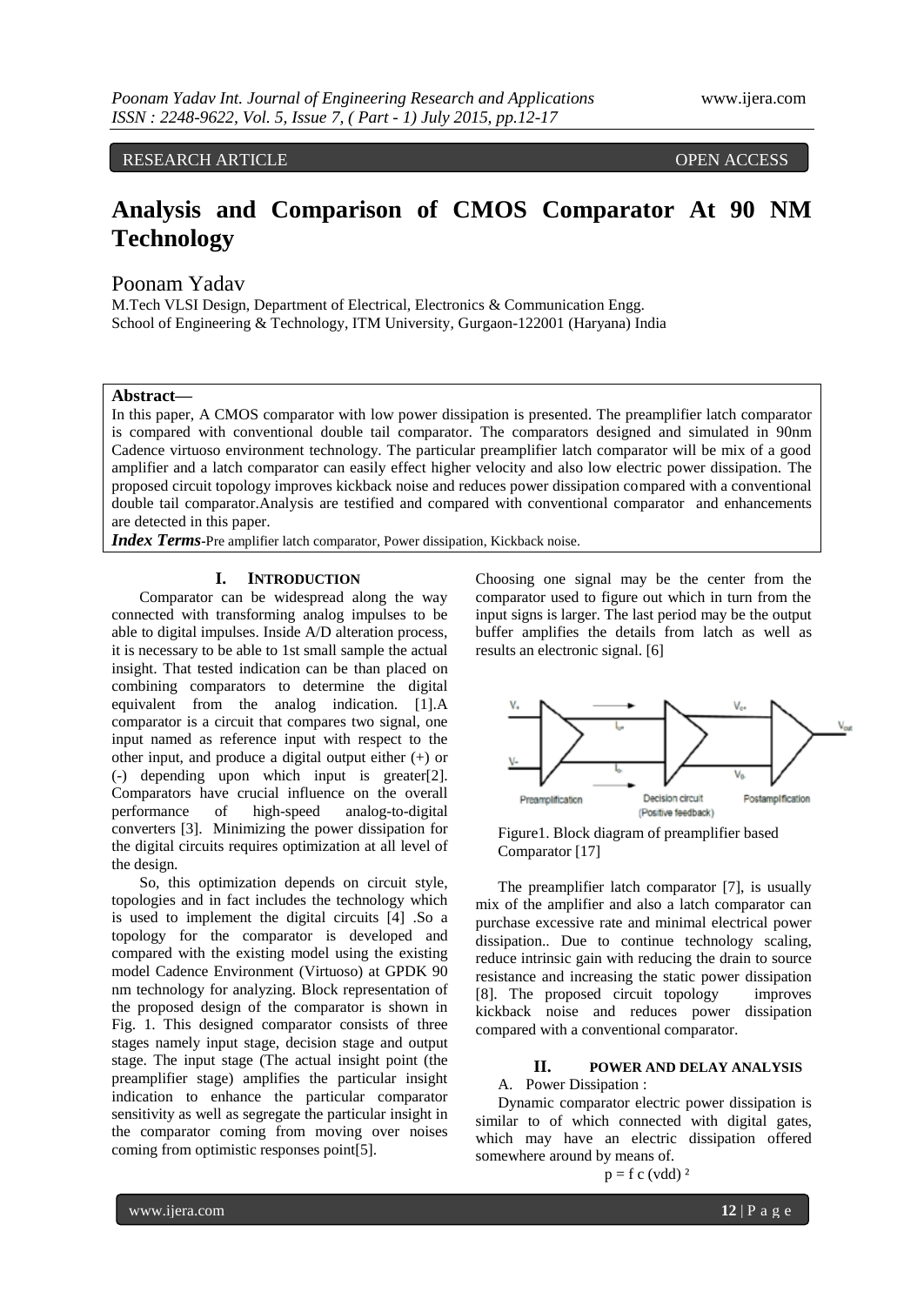RESEARCH ARTICLE OPEN ACCESS

# Analysis and Comparison of CMOS Comparator At 90 NM Technology

Poonam Yadav

M.Tech VLSI Design, Department of Electrical, Electronics & Communication Engg.
School of Engineering & Technology, ITM University, Gurgaon-122001 (Haryana) India

**Abstract—**
In this paper, A CMOS comparator with low power dissipation is presented. The preamplifier latch comparator is compared with conventional double tail comparator. The comparators designed and simulated in 90nm Cadence virtuoso environment technology. The particular preamplifier latch comparator will be mix of a good amplifier and a latch comparator can easily effect higher velocity and also low electric power dissipation. The proposed circuit topology improves kickback noise and reduces power dissipation compared with a conventional double tail comparator.Analysis are testified and compared with conventional comparator and enhancements are detected in this paper.

***Index Terms***-Pre amplifier latch comparator, Power dissipation, Kickback noise.

## I. INTRODUCTION

Comparator can be widespread along the way connected with transforming analog impulses to be able to digital impulses. Inside A/D alteration process, it is necessary to be able to 1st small sample the actual insight. That tested indication can be than placed on combining comparators to determine the digital equivalent from the analog indication. [1].A comparator is a circuit that compares two signal, one input named as reference input with respect to the other input, and produce a digital output either (+) or (-) depending upon which input is greater[2]. Comparators have crucial influence on the overall performance of high-speed analog-to-digital converters [3]. Minimizing the power dissipation for the digital circuits requires optimization at all level of the design.

So, this optimization depends on circuit style, topologies and in fact includes the technology which is used to implement the digital circuits [4] .So a topology for the comparator is developed and compared with the existing model using the existing model Cadence Environment (Virtuoso) at GPDK 90 nm technology for analyzing. Block representation of the proposed design of the comparator is shown in Fig. 1. This designed comparator consists of three stages namely input stage, decision stage and output stage. The input stage (The actual insight point (the preamplifier stage) amplifies the particular insight indication to enhance the particular comparator sensitivity as well as segregate the particular insight in the comparator coming from moving over noises coming from optimistic responses point[5]. Choosing one signal may be the center from the comparator used to figure out which in turn from the input signs is larger. The last period may be the output buffer amplifies the details from latch as well as results an electronic signal. [6]

Figure1. Block diagram of preamplifier based Comparator [17]

The preamplifier latch comparator [7], is usually mix of the amplifier and also a latch comparator can purchase excessive rate and minimal electrical power dissipation.. Due to continue technology scaling, reduce intrinsic gain with reducing the drain to source resistance and increasing the static power dissipation [8]. The proposed circuit topology improves kickback noise and reduces power dissipation compared with a conventional comparator.

## II. POWER AND DELAY ANALYSIS

A. Power Dissipation :

Dynamic comparator electric power dissipation is similar to of which connected with digital gates, which may have an electric dissipation offered somewhere around by means of.

$$p = f\, c\, (vdd)^2$$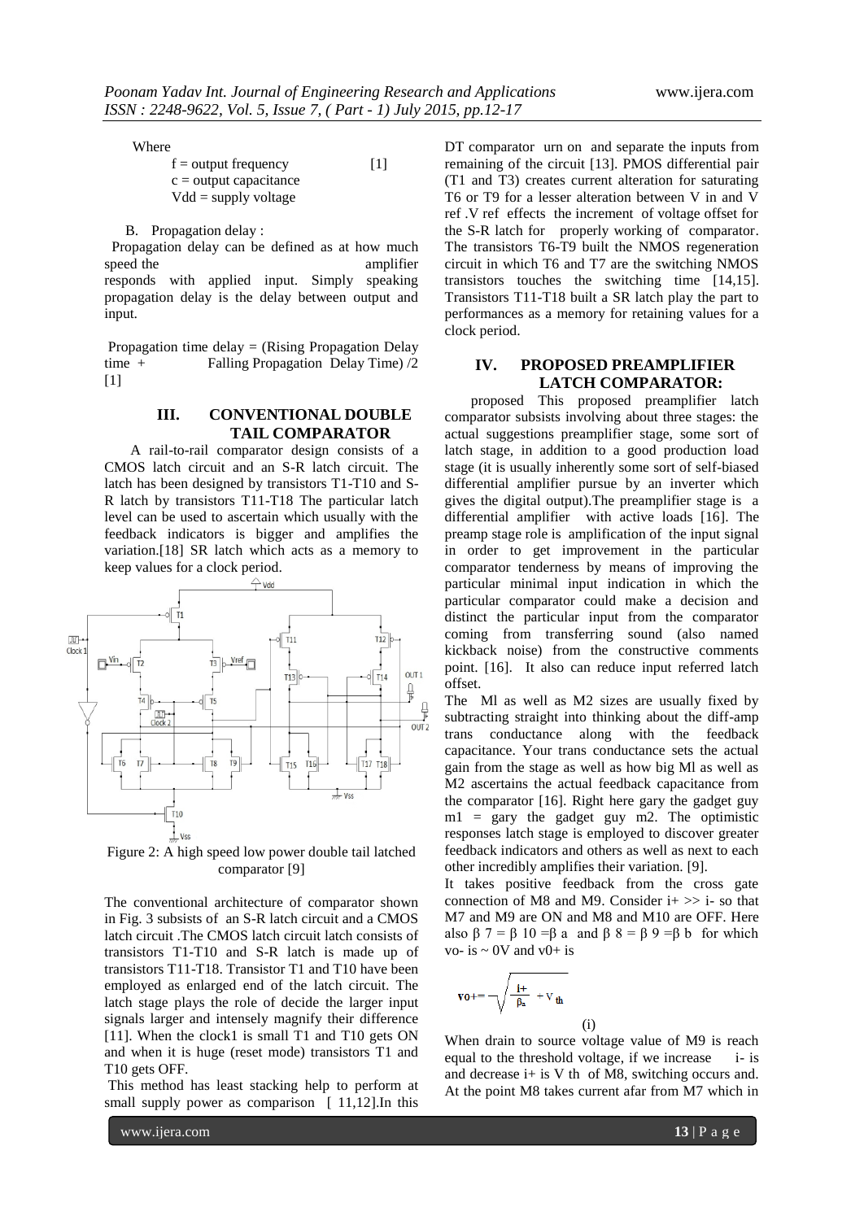Where

f = output frequency [1]
c = output capacitance
Vdd = supply voltage

B. Propagation delay :

Propagation delay can be defined as at how much speed the amplifier responds with applied input. Simply speaking propagation delay is the delay between output and input.

Propagation time delay = (Rising Propagation Delay time + Falling Propagation Delay Time) /2 [1]

## III. CONVENTIONAL DOUBLE TAIL COMPARATOR

A rail-to-rail comparator design consists of a CMOS latch circuit and an S-R latch circuit. The latch has been designed by transistors T1-T10 and S-R latch by transistors T11-T18 The particular latch level can be used to ascertain which usually with the feedback indicators is bigger and amplifies the variation.[18] SR latch which acts as a memory to keep values for a clock period.

Figure 2: A high speed low power double tail latched comparator [9]

The conventional architecture of comparator shown in Fig. 3 subsists of an S-R latch circuit and a CMOS latch circuit .The CMOS latch circuit latch consists of transistors T1-T10 and S-R latch is made up of transistors T11-T18. Transistor T1 and T10 have been employed as enlarged end of the latch circuit. The latch stage plays the role of decide the larger input signals larger and intensely magnify their difference [11]. When the clock1 is small T1 and T10 gets ON and when it is huge (reset mode) transistors T1 and T10 gets OFF.

This method has least stacking help to perform at small supply power as comparison [ 11,12].In this DT comparator urn on and separate the inputs from remaining of the circuit [13]. PMOS differential pair (T1 and T3) creates current alteration for saturating T6 or T9 for a lesser alteration between V in and V ref .V ref effects the increment of voltage offset for the S-R latch for properly working of comparator. The transistors T6-T9 built the NMOS regeneration circuit in which T6 and T7 are the switching NMOS transistors touches the switching time [14,15]. Transistors T11-T18 built a SR latch play the part to performances as a memory for retaining values for a clock period.

## IV. PROPOSED PREAMPLIFIER LATCH COMPARATOR:

proposed This proposed preamplifier latch comparator subsists involving about three stages: the actual suggestions preamplifier stage, some sort of latch stage, in addition to a good production load stage (it is usually inherently some sort of self-biased differential amplifier pursue by an inverter which gives the digital output).The preamplifier stage is a differential amplifier with active loads [16]. The preamp stage role is amplification of the input signal in order to get improvement in the particular comparator tenderness by means of improving the particular minimal input indication in which the particular comparator could make a decision and distinct the particular input from the comparator coming from transferring sound (also named kickback noise) from the constructive comments point. [16]. It also can reduce input referred latch offset.

The Ml as well as M2 sizes are usually fixed by subtracting straight into thinking about the diff-amp trans conductance along with the feedback capacitance. Your trans conductance sets the actual gain from the stage as well as how big Ml as well as M2 ascertains the actual feedback capacitance from the comparator [16]. Right here gary the gadget guy m1 = gary the gadget guy m2. The optimistic responses latch stage is employed to discover greater feedback indicators and others as well as next to each other incredibly amplifies their variation. [9].

It takes positive feedback from the cross gate connection of M8 and M9. Consider i+ >> i- so that M7 and M9 are ON and M8 and M10 are OFF. Here also $\beta_7 = \beta_{10} = \beta_a$ and $\beta_8 = \beta_9 = \beta_b$ for which vo- is ~ 0V and v0+ is

$$v_{0+} = -\sqrt{\frac{i+}{\beta_a}} + V_{th} \quad \text{(i)}$$

When drain to source voltage value of M9 is reach equal to the threshold voltage, if we increase i- is and decrease i+ is V th of M8, switching occurs and. At the point M8 takes current afar from M7 which in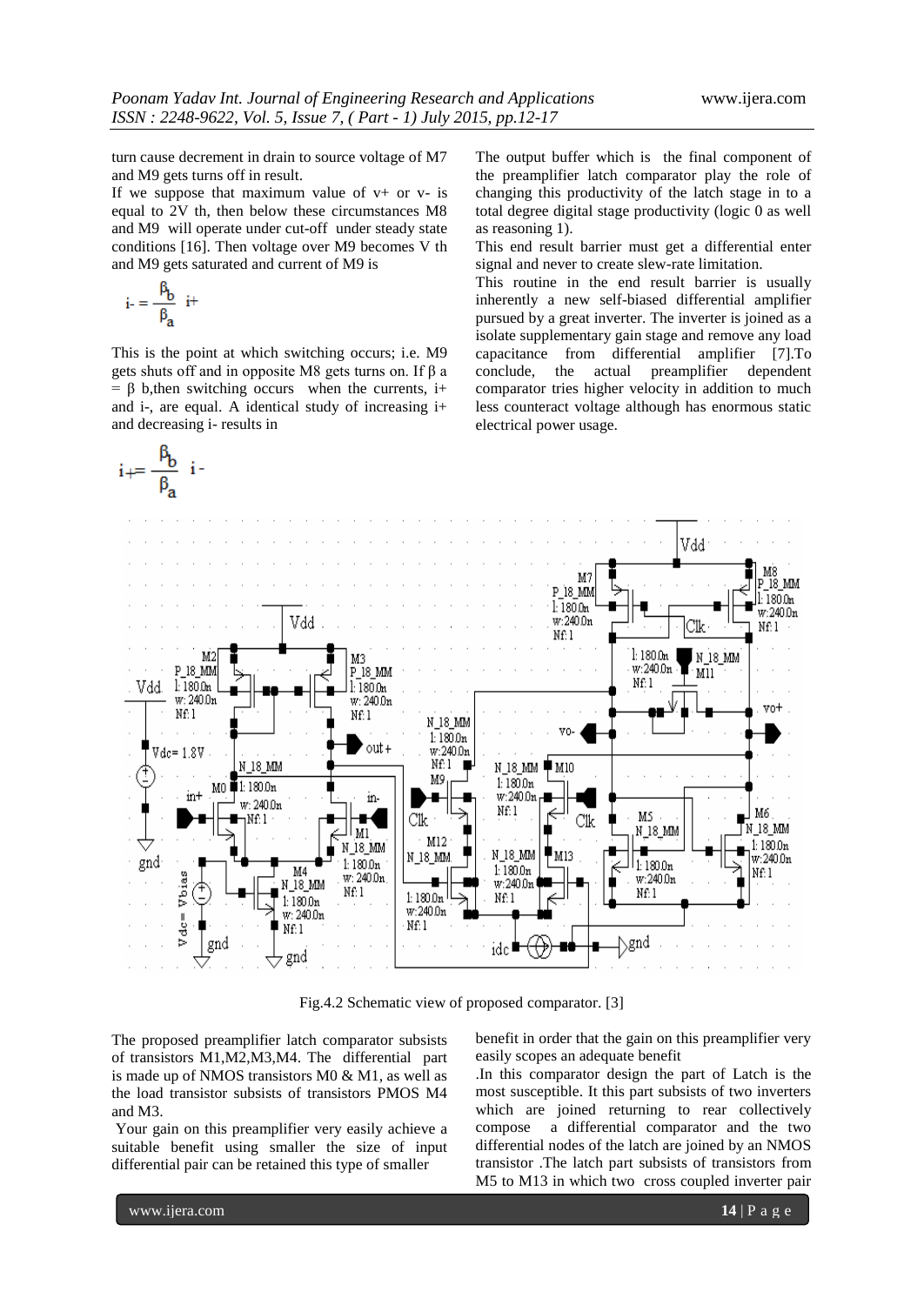turn cause decrement in drain to source voltage of M7 and M9 gets turns off in result.

If we suppose that maximum value of v+ or v- is equal to 2V th, then below these circumstances M8 and M9 will operate under cut-off under steady state conditions [16]. Then voltage over M9 becomes V th and M9 gets saturated and current of M9 is

$$i- = \frac{\beta_b}{\beta_a} \, i+$$

This is the point at which switching occurs; i.e. M9 gets shuts off and in opposite M8 gets turns on. If β a = β b,then switching occurs when the currents, i+ and i-, are equal. A identical study of increasing i+ and decreasing i- results in

$$i+ = \frac{\beta_b}{\beta_a} \, i-$$

The output buffer which is the final component of the preamplifier latch comparator play the role of changing this productivity of the latch stage in to a total degree digital stage productivity (logic 0 as well as reasoning 1).

This end result barrier must get a differential enter signal and never to create slew-rate limitation.

This routine in the end result barrier is usually inherently a new self-biased differential amplifier pursued by a great inverter. The inverter is joined as a isolate supplementary gain stage and remove any load capacitance from differential amplifier [7].To conclude, the actual preamplifier dependent comparator tries higher velocity in addition to much less counteract voltage although has enormous static electrical power usage.

Fig.4.2 Schematic view of proposed comparator. [3]

The proposed preamplifier latch comparator subsists of transistors M1,M2,M3,M4. The differential part is made up of NMOS transistors M0 & M1, as well as the load transistor subsists of transistors PMOS M4 and M3.

Your gain on this preamplifier very easily achieve a suitable benefit using smaller the size of input differential pair can be retained this type of smaller benefit in order that the gain on this preamplifier very easily scopes an adequate benefit

.In this comparator design the part of Latch is the most susceptible. It this part subsists of two inverters which are joined returning to rear collectively compose a differential comparator and the two differential nodes of the latch are joined by an NMOS transistor .The latch part subsists of transistors from M5 to M13 in which two cross coupled inverter pair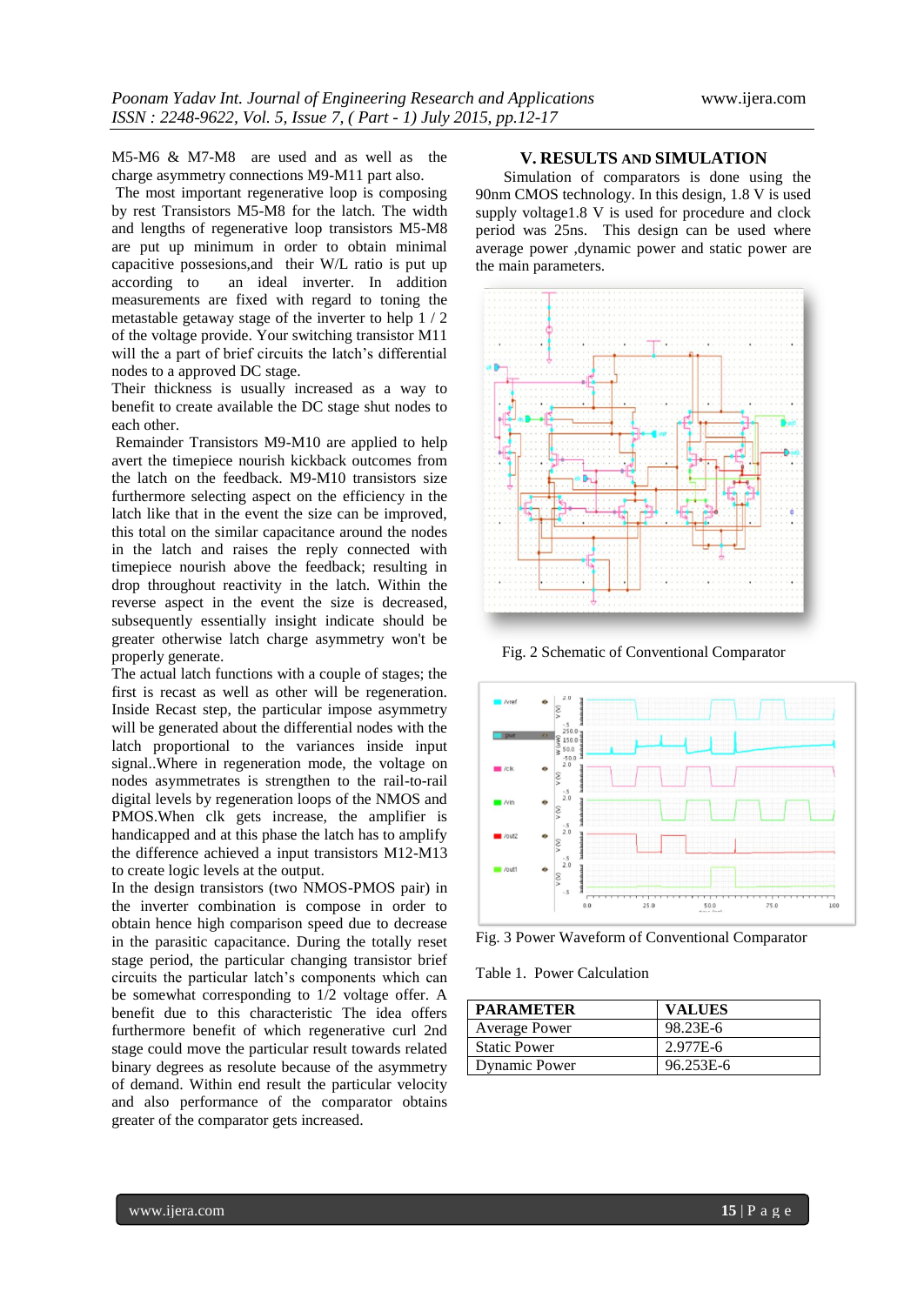M5-M6 & M7-M8 are used and as well as the charge asymmetry connections M9-M11 part also.

The most important regenerative loop is composing by rest Transistors M5-M8 for the latch. The width and lengths of regenerative loop transistors M5-M8 are put up minimum in order to obtain minimal capacitive possesions,and their W/L ratio is put up according to an ideal inverter. In addition measurements are fixed with regard to toning the metastable getaway stage of the inverter to help 1 / 2 of the voltage provide. Your switching transistor M11 will the a part of brief circuits the latch's differential nodes to a approved DC stage.

Their thickness is usually increased as a way to benefit to create available the DC stage shut nodes to each other.

Remainder Transistors M9-M10 are applied to help avert the timepiece nourish kickback outcomes from the latch on the feedback. M9-M10 transistors size furthermore selecting aspect on the efficiency in the latch like that in the event the size can be improved, this total on the similar capacitance around the nodes in the latch and raises the reply connected with timepiece nourish above the feedback; resulting in drop throughout reactivity in the latch. Within the reverse aspect in the event the size is decreased, subsequently essentially insight indicate should be greater otherwise latch charge asymmetry won't be properly generate.

The actual latch functions with a couple of stages; the first is recast as well as other will be regeneration. Inside Recast step, the particular impose asymmetry will be generated about the differential nodes with the latch proportional to the variances inside input signal..Where in regeneration mode, the voltage on nodes asymmetrates is strengthen to the rail-to-rail digital levels by regeneration loops of the NMOS and PMOS.When clk gets increase, the amplifier is handicapped and at this phase the latch has to amplify the difference achieved a input transistors M12-M13 to create logic levels at the output.

In the design transistors (two NMOS-PMOS pair) in the inverter combination is compose in order to obtain hence high comparison speed due to decrease in the parasitic capacitance. During the totally reset stage period, the particular changing transistor brief circuits the particular latch's components which can be somewhat corresponding to 1/2 voltage offer. A benefit due to this characteristic The idea offers furthermore benefit of which regenerative curl 2nd stage could move the particular result towards related binary degrees as resolute because of the asymmetry of demand. Within end result the particular velocity and also performance of the comparator obtains greater of the comparator gets increased.

## V. RESULTS AND SIMULATION

Simulation of comparators is done using the 90nm CMOS technology. In this design, 1.8 V is used supply voltage1.8 V is used for procedure and clock period was 25ns. This design can be used where average power ,dynamic power and static power are the main parameters.

Fig. 2 Schematic of Conventional Comparator

Fig. 3 Power Waveform of Conventional Comparator

Table 1. Power Calculation

| PARAMETER | VALUES |
|---|---|
| Average Power | 98.23E-6 |
| Static Power | 2.977E-6 |
| Dynamic Power | 96.253E-6 |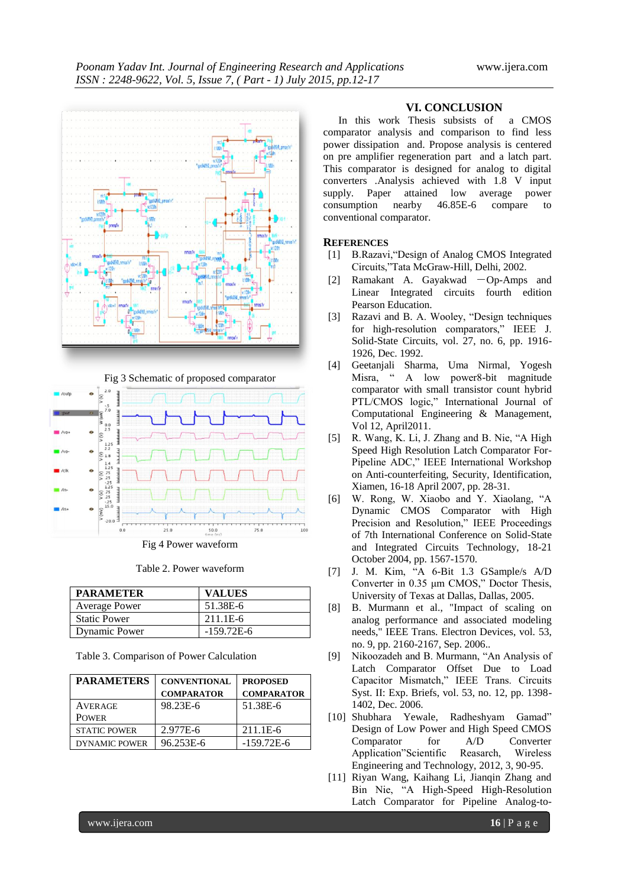Fig 3 Schematic of proposed comparator

Fig 4 Power waveform

Table 2. Power waveform

| PARAMETER | VALUES |
|---|---|
| Average Power | 51.38E-6 |
| Static Power | 211.1E-6 |
| Dynamic Power | -159.72E-6 |

Table 3. Comparison of Power Calculation

| PARAMETERS | CONVENTIONAL COMPARATOR | PROPOSED COMPARATOR |
|---|---|---|
| AVERAGE POWER | 98.23E-6 | 51.38E-6 |
| STATIC POWER | 2.977E-6 | 211.1E-6 |
| DYNAMIC POWER | 96.253E-6 | -159.72E-6 |

## VI. CONCLUSION

In this work Thesis subsists of a CMOS comparator analysis and comparison to find less power dissipation and. Propose analysis is centered on pre amplifier regeneration part and a latch part. This comparator is designed for analog to digital converters .Analysis achieved with 1.8 V input supply. Paper attained low average power consumption nearby 46.85E-6 compare to conventional comparator.

## REFERENCES

[1] B.Razavi,"Design of Analog CMOS Integrated Circuits,"Tata McGraw-Hill, Delhi, 2002.

[2] Ramakant A. Gayakwad ―Op-Amps and Linear Integrated circuits fourth edition Pearson Education.

[3] Razavi and B. A. Wooley, "Design techniques for high-resolution comparators," IEEE J. Solid-State Circuits, vol. 27, no. 6, pp. 1916-1926, Dec. 1992.

[4] Geetanjali Sharma, Uma Nirmal, Yogesh Misra, " A low power8-bit magnitude comparator with small transistor count hybrid PTL/CMOS logic," International Journal of Computational Engineering & Management, Vol 12, April2011.

[5] R. Wang, K. Li, J. Zhang and B. Nie, "A High Speed High Resolution Latch Comparator For-Pipeline ADC," IEEE International Workshop on Anti-counterfeiting, Security, Identification, Xiamen, 16-18 April 2007, pp. 28-31.

[6] W. Rong, W. Xiaobo and Y. Xiaolang, "A Dynamic CMOS Comparator with High Precision and Resolution," IEEE Proceedings of 7th International Conference on Solid-State and Integrated Circuits Technology, 18-21 October 2004, pp. 1567-1570.

[7] J. M. Kim, "A 6-Bit 1.3 GSample/s A/D Converter in 0.35 µm CMOS," Doctor Thesis, University of Texas at Dallas, Dallas, 2005.

[8] B. Murmann et al., "Impact of scaling on analog performance and associated modeling needs," IEEE Trans. Electron Devices, vol. 53, no. 9, pp. 2160-2167, Sep. 2006..

[9] Nikoozadeh and B. Murmann, "An Analysis of Latch Comparator Offset Due to Load Capacitor Mismatch," IEEE Trans. Circuits Syst. II: Exp. Briefs, vol. 53, no. 12, pp. 1398-1402, Dec. 2006.

[10] Shubhara Yewale, Radheshyam Gamad" Design of Low Power and High Speed CMOS Comparator for A/D Converter Application"Scientific Reasarch, Wireless Engineering and Technology, 2012, 3, 90-95.

[11] Riyan Wang, Kaihang Li, Jianqin Zhang and Bin Nie, "A High-Speed High-Resolution Latch Comparator for Pipeline Analog-to-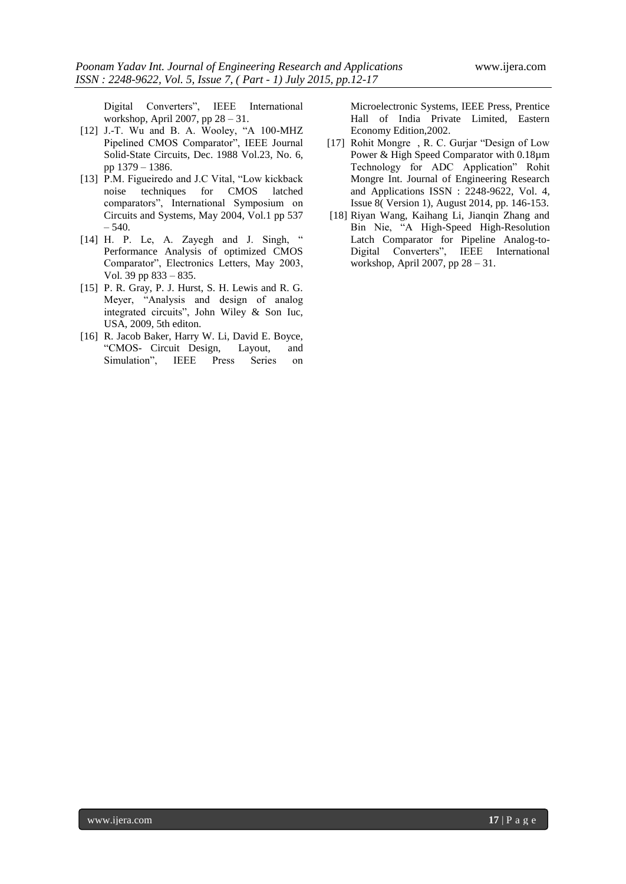Digital Converters", IEEE International workshop, April 2007, pp 28 – 31.

[12] J.-T. Wu and B. A. Wooley, "A 100-MHZ Pipelined CMOS Comparator", IEEE Journal Solid-State Circuits, Dec. 1988 Vol.23, No. 6, pp 1379 – 1386.

[13] P.M. Figueiredo and J.C Vital, "Low kickback noise techniques for CMOS latched comparators", International Symposium on Circuits and Systems, May 2004, Vol.1 pp 537 – 540.

[14] H. P. Le, A. Zayegh and J. Singh, " Performance Analysis of optimized CMOS Comparator", Electronics Letters, May 2003, Vol. 39 pp 833 – 835.

[15] P. R. Gray, P. J. Hurst, S. H. Lewis and R. G. Meyer, "Analysis and design of analog integrated circuits", John Wiley & Son Iuc, USA, 2009, 5th editon.

[16] R. Jacob Baker, Harry W. Li, David E. Boyce, "CMOS- Circuit Design, Layout, and Simulation", IEEE Press Series on Microelectronic Systems, IEEE Press, Prentice Hall of India Private Limited, Eastern Economy Edition,2002.

[17] Rohit Mongre , R. C. Gurjar "Design of Low Power & High Speed Comparator with 0.18µm Technology for ADC Application" Rohit Mongre Int. Journal of Engineering Research and Applications ISSN : 2248-9622, Vol. 4, Issue 8( Version 1), August 2014, pp. 146-153.

[18] Riyan Wang, Kaihang Li, Jianqin Zhang and Bin Nie, "A High-Speed High-Resolution Latch Comparator for Pipeline Analog-to-Digital Converters", IEEE International workshop, April 2007, pp 28 – 31.